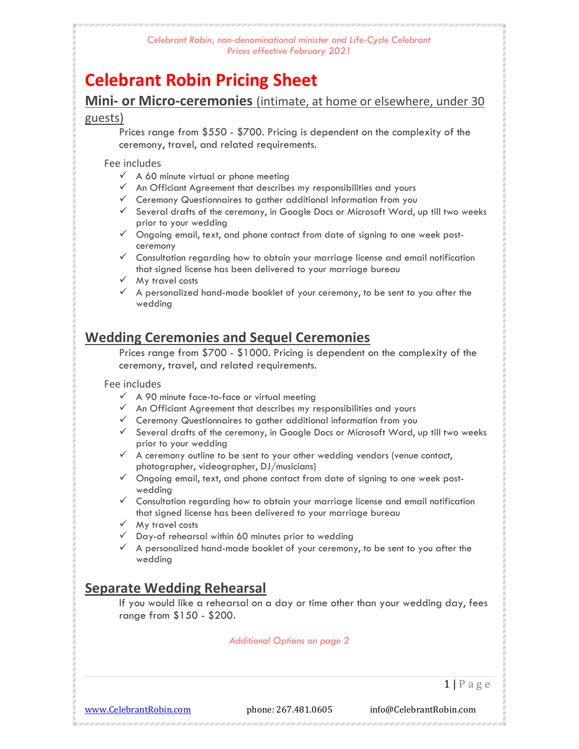*Celebrant Robin, non-denominational minister and Life-Cycle Celebrant*
*Prices effective February 2021*

# Celebrant Robin Pricing Sheet

## Mini- or Micro-ceremonies (intimate, at home or elsewhere, under 30 guests)

Prices range from $550 - $700. Pricing is dependent on the complexity of the ceremony, travel, and related requirements.

Fee includes

- ✓ A 60 minute virtual or phone meeting
- ✓ An Officiant Agreement that describes my responsibilities and yours
- ✓ Ceremony Questionnaires to gather additional information from you
- ✓ Several drafts of the ceremony, in Google Docs or Microsoft Word, up till two weeks prior to your wedding
- ✓ Ongoing email, text, and phone contact from date of signing to one week post-ceremony
- ✓ Consultation regarding how to obtain your marriage license and email notification that signed license has been delivered to your marriage bureau
- ✓ My travel costs
- ✓ A personalized hand-made booklet of your ceremony, to be sent to you after the wedding

## Wedding Ceremonies and Sequel Ceremonies

Prices range from $700 - $1000. Pricing is dependent on the complexity of the ceremony, travel, and related requirements.

Fee includes

- ✓ A 90 minute face-to-face or virtual meeting
- ✓ An Officiant Agreement that describes my responsibilities and yours
- ✓ Ceremony Questionnaires to gather additional information from you
- ✓ Several drafts of the ceremony, in Google Docs or Microsoft Word, up till two weeks prior to your wedding
- ✓ A ceremony outline to be sent to your other wedding vendors (venue contact, photographer, videographer, DJ/musicians)
- ✓ Ongoing email, text, and phone contact from date of signing to one week post-wedding
- ✓ Consultation regarding how to obtain your marriage license and email notification that signed license has been delivered to your marriage bureau
- ✓ My travel costs
- ✓ Day-of rehearsal within 60 minutes prior to wedding
- ✓ A personalized hand-made booklet of your ceremony, to be sent to you after the wedding

## Separate Wedding Rehearsal

If you would like a rehearsal on a day or time other than your wedding day, fees range from $150 - $200.

*Additional Options on page 2*

www.CelebrantRobin.com phone: 267.481.0605 info@CelebrantRobin.com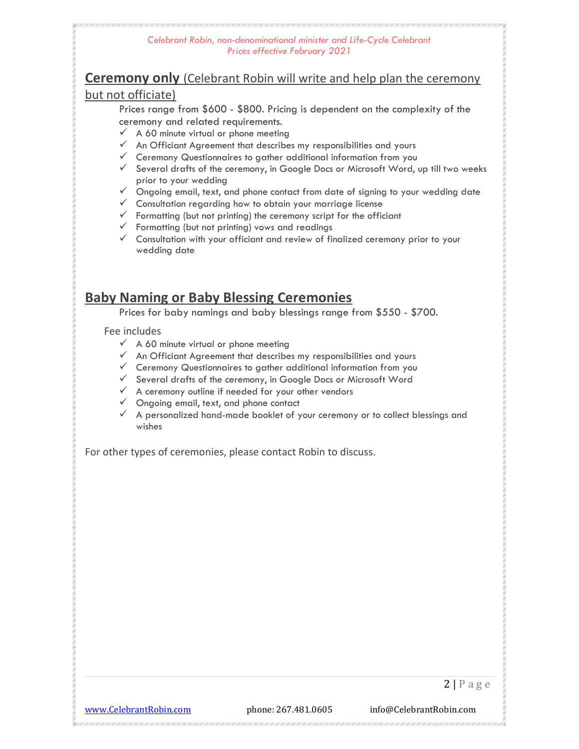## Ceremony only (Celebrant Robin will write and help plan the ceremony but not officiate)

Prices range from $600 - $800. Pricing is dependent on the complexity of the ceremony and related requirements.

- ✓ A 60 minute virtual or phone meeting
- ✓ An Officiant Agreement that describes my responsibilities and yours
- ✓ Ceremony Questionnaires to gather additional information from you
- ✓ Several drafts of the ceremony, in Google Docs or Microsoft Word, up till two weeks prior to your wedding
- ✓ Ongoing email, text, and phone contact from date of signing to your wedding date
- ✓ Consultation regarding how to obtain your marriage license
- ✓ Formatting (but not printing) the ceremony script for the officiant
- ✓ Formatting (but not printing) vows and readings
- ✓ Consultation with your officiant and review of finalized ceremony prior to your wedding date

## Baby Naming or Baby Blessing Ceremonies

Prices for baby namings and baby blessings range from $550 - $700.

Fee includes

- ✓ A 60 minute virtual or phone meeting
- ✓ An Officiant Agreement that describes my responsibilities and yours
- ✓ Ceremony Questionnaires to gather additional information from you
- ✓ Several drafts of the ceremony, in Google Docs or Microsoft Word
- ✓ A ceremony outline if needed for your other vendors
- ✓ Ongoing email, text, and phone contact
- ✓ A personalized hand-made booklet of your ceremony or to collect blessings and wishes

For other types of ceremonies, please contact Robin to discuss.